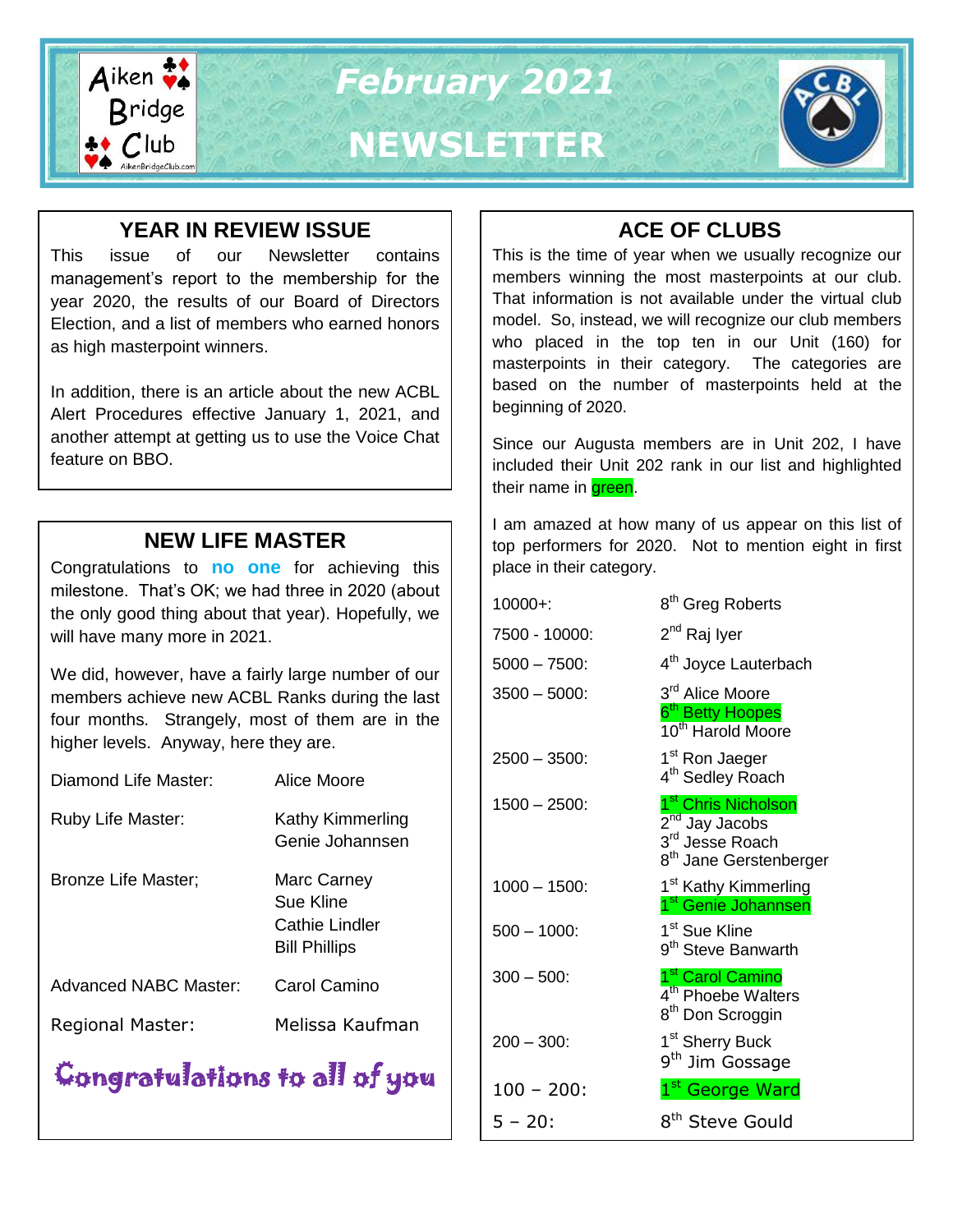# February 2021 NEWSLETTER

## YEAR IN REVIEW ISSUE

This issue of our Newsletter contains management's report to the membership for the year 2020, the results of our Board of Directors Election, and a list of members who earned honors as high masterpoint winners.

In addition, there is an article about the new ACBL Alert Procedures effective January 1, 2021, and another attempt at getting us to use the Voice Chat feature on BBO.

## NEW LIFE MASTER

Congratulations to **no one** for achieving this milestone. That's OK; we had three in 2020 (about the only good thing about that year). Hopefully, we will have many more in 2021.

We did, however, have a fairly large number of our members achieve new ACBL Ranks during the last four months. Strangely, most of them are in the higher levels. Anyway, here they are.

| | |
|---|---|
| Diamond Life Master: | Alice Moore |
| Ruby Life Master: | Kathy Kimmerling<br>Genie Johannsen |
| Bronze Life Master; | Marc Carney<br>Sue Kline<br>Cathie Lindler<br>Bill Phillips |
| Advanced NABC Master: | Carol Camino |
| Regional Master: | Melissa Kaufman |

Congratulations to all of you

## ACE OF CLUBS

This is the time of year when we usually recognize our members winning the most masterpoints at our club. That information is not available under the virtual club model. So, instead, we will recognize our club members who placed in the top ten in our Unit (160) for masterpoints in their category. The categories are based on the number of masterpoints held at the beginning of 2020.

Since our Augusta members are in Unit 202, I have included their Unit 202 rank in our list and highlighted their name in green.

I am amazed at how many of us appear on this list of top performers for 2020. Not to mention eight in first place in their category.

| | |
|---|---|
| 10000+: | 8th Greg Roberts |
| 7500 - 10000: | 2nd Raj Iyer |
| 5000 – 7500: | 4th Joyce Lauterbach |
| 3500 – 5000: | 3rd Alice Moore<br>6th Betty Hoopes<br>10th Harold Moore |
| 2500 – 3500: | 1st Ron Jaeger<br>4th Sedley Roach |
| 1500 – 2500: | 1st Chris Nicholson<br>2nd Jay Jacobs<br>3rd Jesse Roach<br>8th Jane Gerstenberger |
| 1000 – 1500: | 1st Kathy Kimmerling<br>1st Genie Johannsen |
| 500 – 1000: | 1st Sue Kline<br>9th Steve Banwarth |
| 300 – 500: | 1st Carol Camino<br>4th Phoebe Walters<br>8th Don Scroggin |
| 200 – 300: | 1st Sherry Buck<br>9th Jim Gossage |
| 100 – 200: | 1st George Ward |
| 5 – 20: | 8th Steve Gould |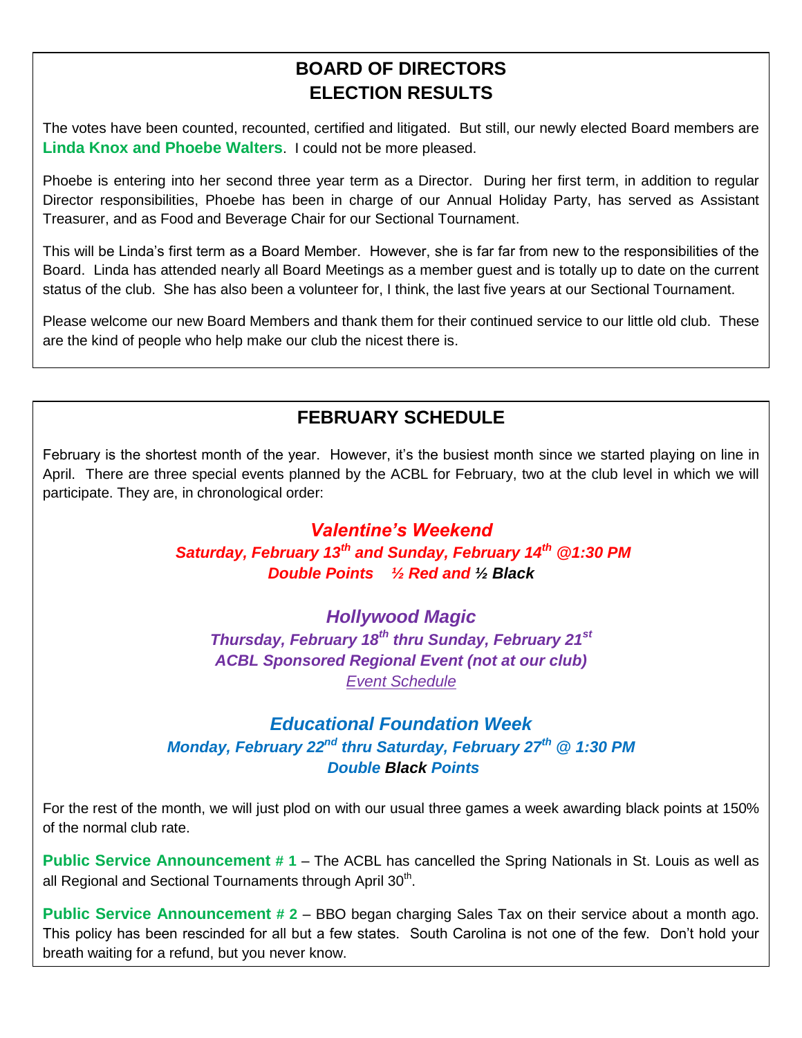## BOARD OF DIRECTORS ELECTION RESULTS

The votes have been counted, recounted, certified and litigated. But still, our newly elected Board members are **Linda Knox and Phoebe Walters**. I could not be more pleased.

Phoebe is entering into her second three year term as a Director. During her first term, in addition to regular Director responsibilities, Phoebe has been in charge of our Annual Holiday Party, has served as Assistant Treasurer, and as Food and Beverage Chair for our Sectional Tournament.

This will be Linda's first term as a Board Member. However, she is far far from new to the responsibilities of the Board. Linda has attended nearly all Board Meetings as a member guest and is totally up to date on the current status of the club. She has also been a volunteer for, I think, the last five years at our Sectional Tournament.

Please welcome our new Board Members and thank them for their continued service to our little old club. These are the kind of people who help make our club the nicest there is.

## FEBRUARY SCHEDULE

February is the shortest month of the year. However, it's the busiest month since we started playing on line in April. There are three special events planned by the ACBL for February, two at the club level in which we will participate. They are, in chronological order:

### *Valentine's Weekend*

***Saturday, February 13th and Sunday, February 14th @1:30 PM***
***Double Points ½ Red and ½ Black***

### *Hollywood Magic*

***Thursday, February 18th thru Sunday, February 21st***
***ACBL Sponsored Regional Event (not at our club)***
*Event Schedule*

### *Educational Foundation Week*

***Monday, February 22nd thru Saturday, February 27th @ 1:30 PM***
***Double Black Points***

For the rest of the month, we will just plod on with our usual three games a week awarding black points at 150% of the normal club rate.

**Public Service Announcement # 1** – The ACBL has cancelled the Spring Nationals in St. Louis as well as all Regional and Sectional Tournaments through April 30th.

**Public Service Announcement # 2** – BBO began charging Sales Tax on their service about a month ago. This policy has been rescinded for all but a few states. South Carolina is not one of the few. Don't hold your breath waiting for a refund, but you never know.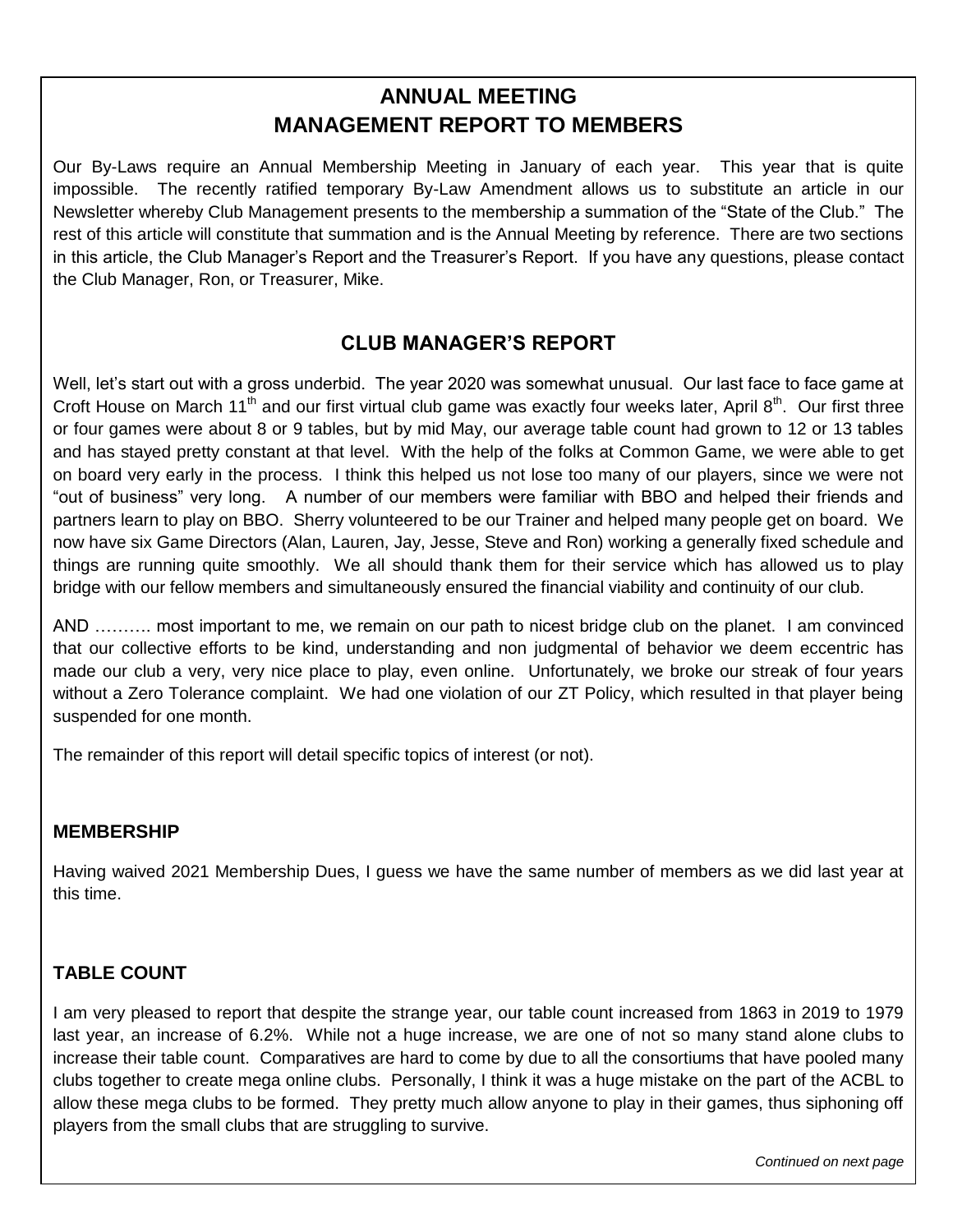## ANNUAL MEETING
## MANAGEMENT REPORT TO MEMBERS

Our By-Laws require an Annual Membership Meeting in January of each year. This year that is quite impossible. The recently ratified temporary By-Law Amendment allows us to substitute an article in our Newsletter whereby Club Management presents to the membership a summation of the "State of the Club." The rest of this article will constitute that summation and is the Annual Meeting by reference. There are two sections in this article, the Club Manager's Report and the Treasurer's Report. If you have any questions, please contact the Club Manager, Ron, or Treasurer, Mike.

### CLUB MANAGER'S REPORT

Well, let's start out with a gross underbid. The year 2020 was somewhat unusual. Our last face to face game at Croft House on March 11th and our first virtual club game was exactly four weeks later, April 8th. Our first three or four games were about 8 or 9 tables, but by mid May, our average table count had grown to 12 or 13 tables and has stayed pretty constant at that level. With the help of the folks at Common Game, we were able to get on board very early in the process. I think this helped us not lose too many of our players, since we were not "out of business" very long. A number of our members were familiar with BBO and helped their friends and partners learn to play on BBO. Sherry volunteered to be our Trainer and helped many people get on board. We now have six Game Directors (Alan, Lauren, Jay, Jesse, Steve and Ron) working a generally fixed schedule and things are running quite smoothly. We all should thank them for their service which has allowed us to play bridge with our fellow members and simultaneously ensured the financial viability and continuity of our club.

AND ………. most important to me, we remain on our path to nicest bridge club on the planet. I am convinced that our collective efforts to be kind, understanding and non judgmental of behavior we deem eccentric has made our club a very, very nice place to play, even online. Unfortunately, we broke our streak of four years without a Zero Tolerance complaint. We had one violation of our ZT Policy, which resulted in that player being suspended for one month.

The remainder of this report will detail specific topics of interest (or not).

#### MEMBERSHIP

Having waived 2021 Membership Dues, I guess we have the same number of members as we did last year at this time.

#### TABLE COUNT

I am very pleased to report that despite the strange year, our table count increased from 1863 in 2019 to 1979 last year, an increase of 6.2%. While not a huge increase, we are one of not so many stand alone clubs to increase their table count. Comparatives are hard to come by due to all the consortiums that have pooled many clubs together to create mega online clubs. Personally, I think it was a huge mistake on the part of the ACBL to allow these mega clubs to be formed. They pretty much allow anyone to play in their games, thus siphoning off players from the small clubs that are struggling to survive.

*Continued on next page*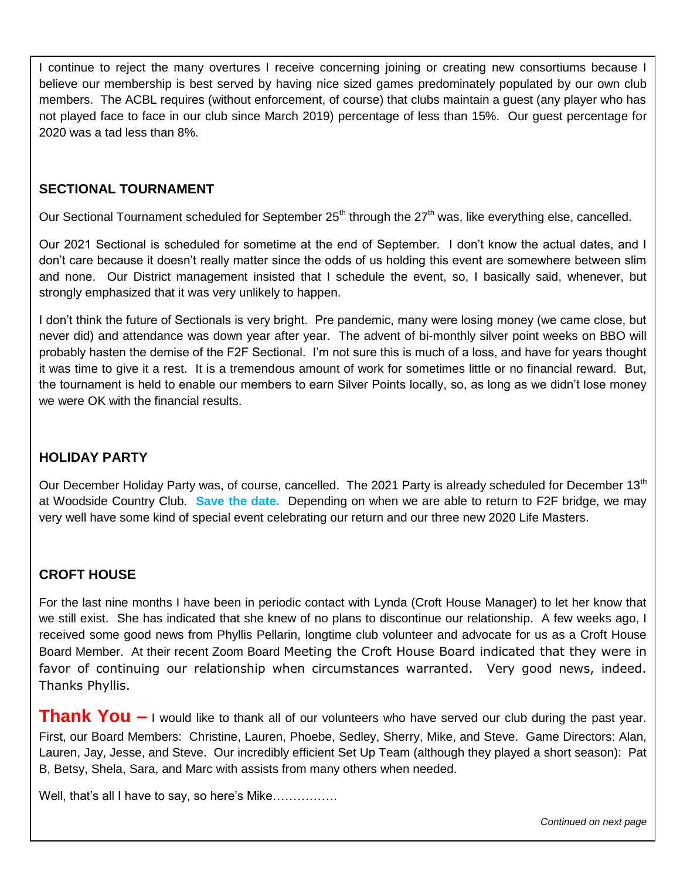I continue to reject the many overtures I receive concerning joining or creating new consortiums because I believe our membership is best served by having nice sized games predominately populated by our own club members. The ACBL requires (without enforcement, of course) that clubs maintain a guest (any player who has not played face to face in our club since March 2019) percentage of less than 15%. Our guest percentage for 2020 was a tad less than 8%.

## SECTIONAL TOURNAMENT

Our Sectional Tournament scheduled for September 25th through the 27th was, like everything else, cancelled.

Our 2021 Sectional is scheduled for sometime at the end of September. I don't know the actual dates, and I don't care because it doesn't really matter since the odds of us holding this event are somewhere between slim and none. Our District management insisted that I schedule the event, so, I basically said, whenever, but strongly emphasized that it was very unlikely to happen.

I don't think the future of Sectionals is very bright. Pre pandemic, many were losing money (we came close, but never did) and attendance was down year after year. The advent of bi-monthly silver point weeks on BBO will probably hasten the demise of the F2F Sectional. I'm not sure this is much of a loss, and have for years thought it was time to give it a rest. It is a tremendous amount of work for sometimes little or no financial reward. But, the tournament is held to enable our members to earn Silver Points locally, so, as long as we didn't lose money we were OK with the financial results.

## HOLIDAY PARTY

Our December Holiday Party was, of course, cancelled. The 2021 Party is already scheduled for December 13th at Woodside Country Club. **Save the date.** Depending on when we are able to return to F2F bridge, we may very well have some kind of special event celebrating our return and our three new 2020 Life Masters.

## CROFT HOUSE

For the last nine months I have been in periodic contact with Lynda (Croft House Manager) to let her know that we still exist. She has indicated that she knew of no plans to discontinue our relationship. A few weeks ago, I received some good news from Phyllis Pellarin, longtime club volunteer and advocate for us as a Croft House Board Member. At their recent Zoom Board Meeting the Croft House Board indicated that they were in favor of continuing our relationship when circumstances warranted. Very good news, indeed. Thanks Phyllis.

**Thank You –** I would like to thank all of our volunteers who have served our club during the past year. First, our Board Members: Christine, Lauren, Phoebe, Sedley, Sherry, Mike, and Steve. Game Directors: Alan, Lauren, Jay, Jesse, and Steve. Our incredibly efficient Set Up Team (although they played a short season): Pat B, Betsy, Shela, Sara, and Marc with assists from many others when needed.

Well, that's all I have to say, so here's Mike…………….

*Continued on next page*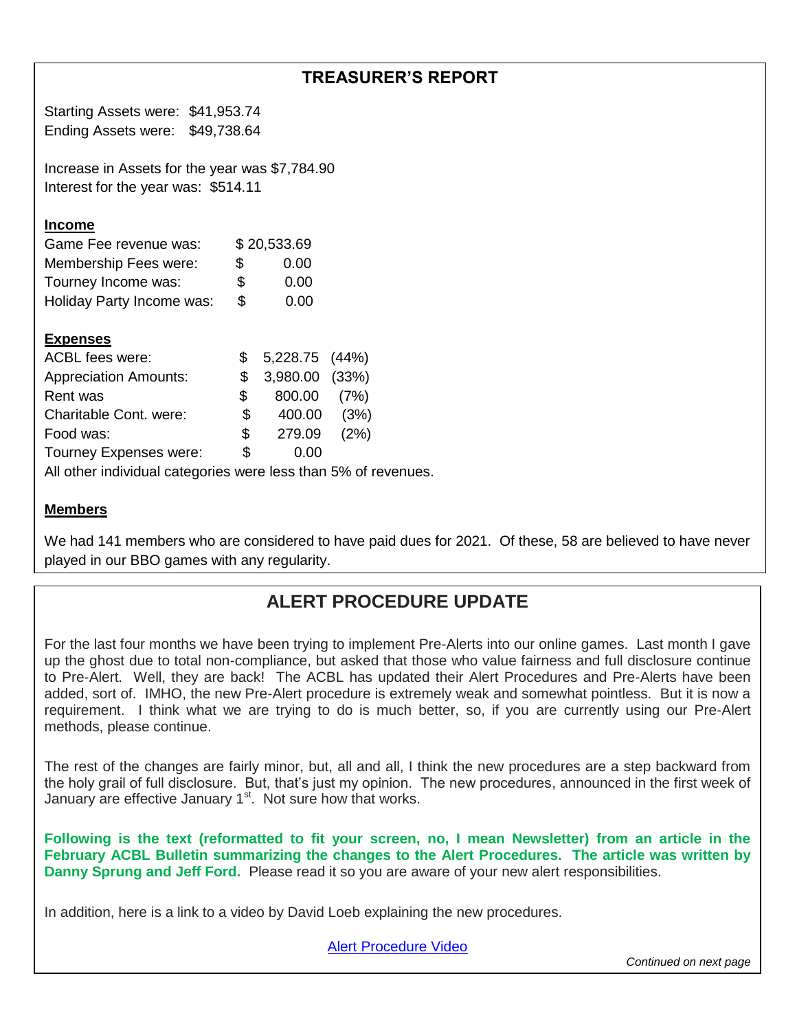## TREASURER'S REPORT

Starting Assets were: $41,953.74
Ending Assets were: $49,738.64

Increase in Assets for the year was $7,784.90
Interest for the year was: $514.11

**Income**

| | |
|---|---|
| Game Fee revenue was: | $ 20,533.69 |
| Membership Fees were: | $ 0.00 |
| Tourney Income was: | $ 0.00 |
| Holiday Party Income was: | $ 0.00 |

**Expenses**

| | | |
|---|---|---|
| ACBL fees were: | $ 5,228.75 | (44%) |
| Appreciation Amounts: | $ 3,980.00 | (33%) |
| Rent was | $ 800.00 | (7%) |
| Charitable Cont. were: | $ 400.00 | (3%) |
| Food was: | $ 279.09 | (2%) |
| Tourney Expenses were: | $ 0.00 | |

All other individual categories were less than 5% of revenues.

**Members**

We had 141 members who are considered to have paid dues for 2021. Of these, 58 are believed to have never played in our BBO games with any regularity.

## ALERT PROCEDURE UPDATE

For the last four months we have been trying to implement Pre-Alerts into our online games. Last month I gave up the ghost due to total non-compliance, but asked that those who value fairness and full disclosure continue to Pre-Alert. Well, they are back! The ACBL has updated their Alert Procedures and Pre-Alerts have been added, sort of. IMHO, the new Pre-Alert procedure is extremely weak and somewhat pointless. But it is now a requirement. I think what we are trying to do is much better, so, if you are currently using our Pre-Alert methods, please continue.

The rest of the changes are fairly minor, but, all and all, I think the new procedures are a step backward from the holy grail of full disclosure. But, that's just my opinion. The new procedures, announced in the first week of January are effective January 1st. Not sure how that works.

**Following is the text (reformatted to fit your screen, no, I mean Newsletter) from an article in the February ACBL Bulletin summarizing the changes to the Alert Procedures. The article was written by Danny Sprung and Jeff Ford.** Please read it so you are aware of your new alert responsibilities.

In addition, here is a link to a video by David Loeb explaining the new procedures.

Alert Procedure Video

*Continued on next page*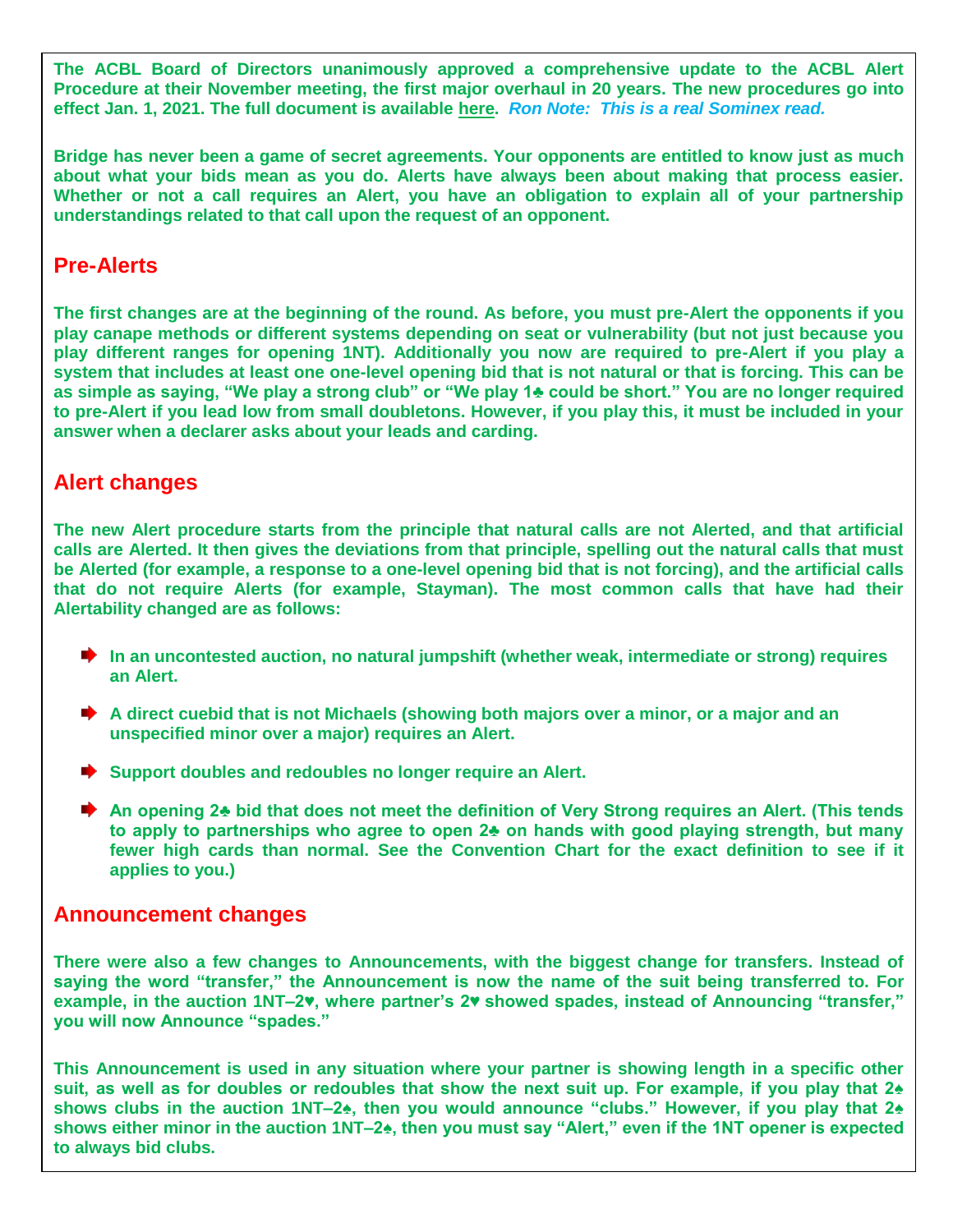**The ACBL Board of Directors unanimously approved a comprehensive update to the ACBL Alert Procedure at their November meeting, the first major overhaul in 20 years. The new procedures go into effect Jan. 1, 2021. The full document is available here.** ***Ron Note: This is a real Sominex read.***

**Bridge has never been a game of secret agreements. Your opponents are entitled to know just as much about what your bids mean as you do. Alerts have always been about making that process easier. Whether or not a call requires an Alert, you have an obligation to explain all of your partnership understandings related to that call upon the request of an opponent.**

## Pre-Alerts

**The first changes are at the beginning of the round. As before, you must pre-Alert the opponents if you play canape methods or different systems depending on seat or vulnerability (but not just because you play different ranges for opening 1NT). Additionally you now are required to pre-Alert if you play a system that includes at least one one-level opening bid that is not natural or that is forcing. This can be as simple as saying, "We play a strong club" or "We play 1♣ could be short." You are no longer required to pre-Alert if you lead low from small doubletons. However, if you play this, it must be included in your answer when a declarer asks about your leads and carding.**

## Alert changes

**The new Alert procedure starts from the principle that natural calls are not Alerted, and that artificial calls are Alerted. It then gives the deviations from that principle, spelling out the natural calls that must be Alerted (for example, a response to a one-level opening bid that is not forcing), and the artificial calls that do not require Alerts (for example, Stayman). The most common calls that have had their Alertability changed are as follows:**

- **In an uncontested auction, no natural jumpshift (whether weak, intermediate or strong) requires an Alert.**
- **A direct cuebid that is not Michaels (showing both majors over a minor, or a major and an unspecified minor over a major) requires an Alert.**
- **Support doubles and redoubles no longer require an Alert.**
- **An opening 2♣ bid that does not meet the definition of Very Strong requires an Alert. (This tends to apply to partnerships who agree to open 2♣ on hands with good playing strength, but many fewer high cards than normal. See the Convention Chart for the exact definition to see if it applies to you.)**

## Announcement changes

**There were also a few changes to Announcements, with the biggest change for transfers. Instead of saying the word "transfer," the Announcement is now the name of the suit being transferred to. For example, in the auction 1NT–2♥, where partner's 2♥ showed spades, instead of Announcing "transfer," you will now Announce "spades."**

**This Announcement is used in any situation where your partner is showing length in a specific other suit, as well as for doubles or redoubles that show the next suit up. For example, if you play that 2♠ shows clubs in the auction 1NT–2♠, then you would announce "clubs." However, if you play that 2♠ shows either minor in the auction 1NT–2♠, then you must say "Alert," even if the 1NT opener is expected to always bid clubs.**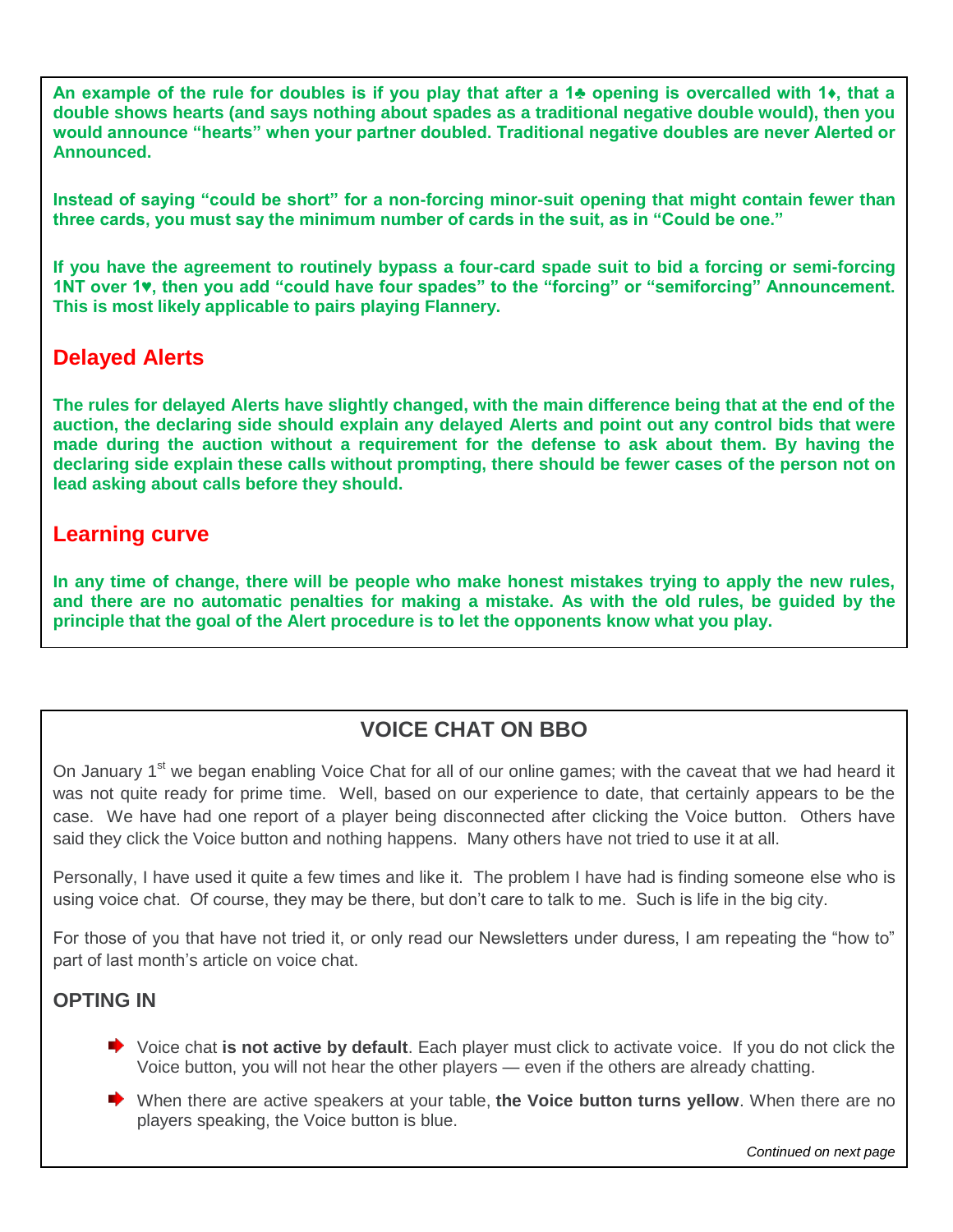**An example of the rule for doubles is if you play that after a 1♣ opening is overcalled with 1♦, that a double shows hearts (and says nothing about spades as a traditional negative double would), then you would announce "hearts" when your partner doubled. Traditional negative doubles are never Alerted or Announced.**

**Instead of saying "could be short" for a non-forcing minor-suit opening that might contain fewer than three cards, you must say the minimum number of cards in the suit, as in "Could be one."**

**If you have the agreement to routinely bypass a four-card spade suit to bid a forcing or semi-forcing 1NT over 1♥, then you add "could have four spades" to the "forcing" or "semiforcing" Announcement. This is most likely applicable to pairs playing Flannery.**

## Delayed Alerts

**The rules for delayed Alerts have slightly changed, with the main difference being that at the end of the auction, the declaring side should explain any delayed Alerts and point out any control bids that were made during the auction without a requirement for the defense to ask about them. By having the declaring side explain these calls without prompting, there should be fewer cases of the person not on lead asking about calls before they should.**

## Learning curve

**In any time of change, there will be people who make honest mistakes trying to apply the new rules, and there are no automatic penalties for making a mistake. As with the old rules, be guided by the principle that the goal of the Alert procedure is to let the opponents know what you play.**

## VOICE CHAT ON BBO

On January 1st we began enabling Voice Chat for all of our online games; with the caveat that we had heard it was not quite ready for prime time. Well, based on our experience to date, that certainly appears to be the case. We have had one report of a player being disconnected after clicking the Voice button. Others have said they click the Voice button and nothing happens. Many others have not tried to use it at all.

Personally, I have used it quite a few times and like it. The problem I have had is finding someone else who is using voice chat. Of course, they may be there, but don't care to talk to me. Such is life in the big city.

For those of you that have not tried it, or only read our Newsletters under duress, I am repeating the "how to" part of last month's article on voice chat.

### OPTING IN

- Voice chat **is not active by default**. Each player must click to activate voice. If you do not click the Voice button, you will not hear the other players — even if the others are already chatting.
- When there are active speakers at your table, **the Voice button turns yellow**. When there are no players speaking, the Voice button is blue.

*Continued on next page*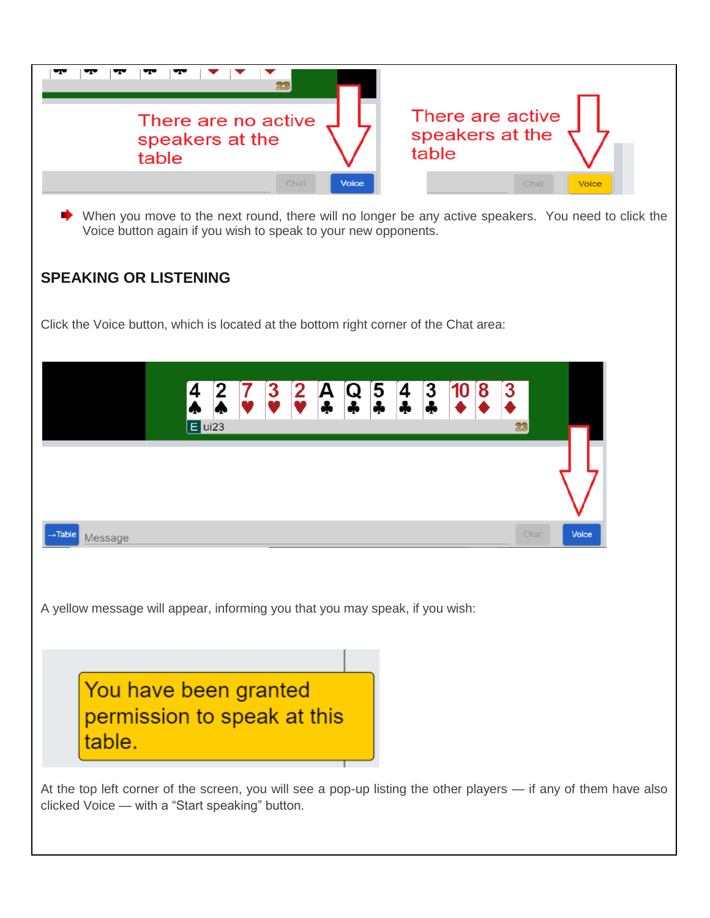- When you move to the next round, there will no longer be any active speakers. You need to click the Voice button again if you wish to speak to your new opponents.

## SPEAKING OR LISTENING

Click the Voice button, which is located at the bottom right corner of the Chat area:

A yellow message will appear, informing you that you may speak, if you wish:

At the top left corner of the screen, you will see a pop-up listing the other players — if any of them have also clicked Voice — with a “Start speaking” button.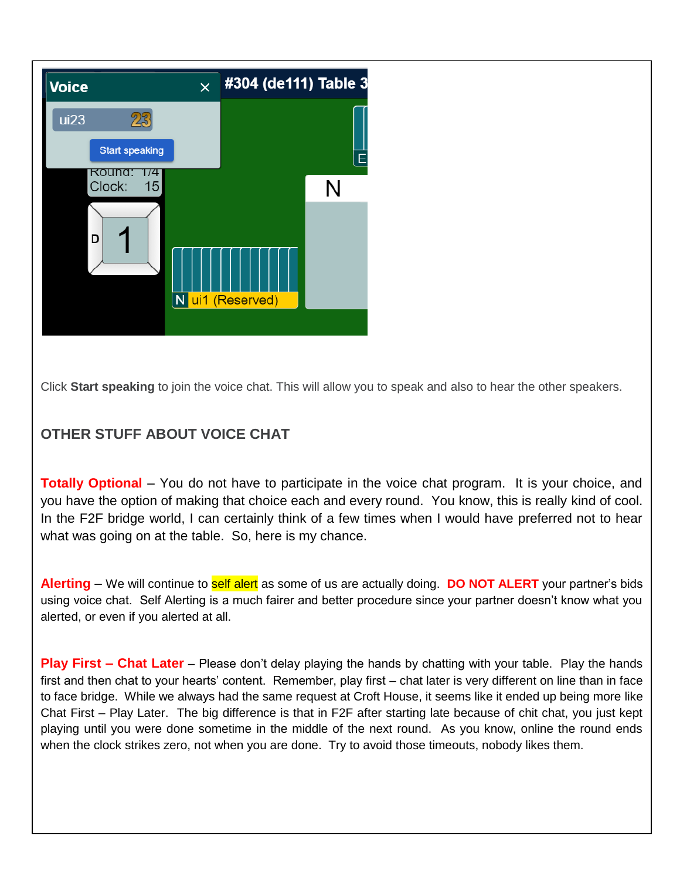Click **Start speaking** to join the voice chat. This will allow you to speak and also to hear the other speakers.

## OTHER STUFF ABOUT VOICE CHAT

**Totally Optional** – You do not have to participate in the voice chat program. It is your choice, and you have the option of making that choice each and every round. You know, this is really kind of cool. In the F2F bridge world, I can certainly think of a few times when I would have preferred not to hear what was going on at the table. So, here is my chance.

**Alerting** – We will continue to self alert as some of us are actually doing. **DO NOT ALERT** your partner's bids using voice chat. Self Alerting is a much fairer and better procedure since your partner doesn't know what you alerted, or even if you alerted at all.

**Play First – Chat Later** – Please don't delay playing the hands by chatting with your table. Play the hands first and then chat to your hearts' content. Remember, play first – chat later is very different on line than in face to face bridge. While we always had the same request at Croft House, it seems like it ended up being more like Chat First – Play Later. The big difference is that in F2F after starting late because of chit chat, you just kept playing until you were done sometime in the middle of the next round. As you know, online the round ends when the clock strikes zero, not when you are done. Try to avoid those timeouts, nobody likes them.